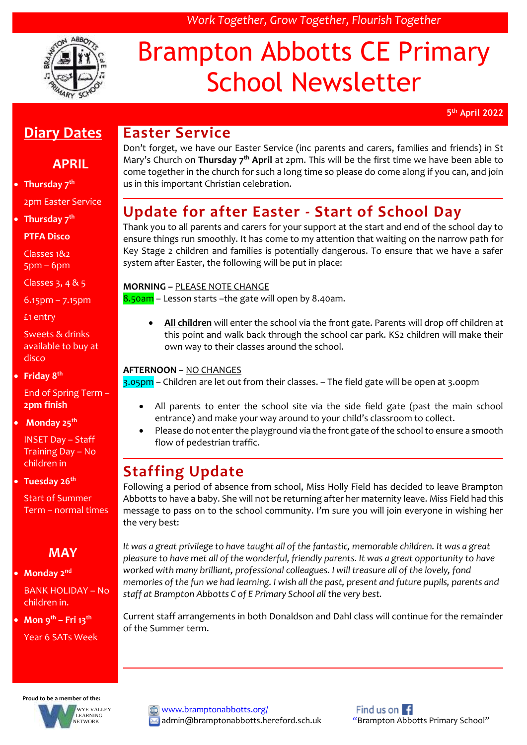*Work Together, Grow Together, Flourish Together*

# Brampton Abbotts CE Primary School Newsletter

**5th April 2022**

## Diary Dates

### APRIL

- **Thursday 7th**

  2pm Easter Service

- **Thursday 7th**

  **PTFA Disco**

  Classes 1&2 5pm – 6pm

  Classes 3, 4 & 5

  6.15pm – 7.15pm

  £1 entry

  Sweets & drinks available to buy at disco

- **Friday 8th**

  End of Spring Term – **2pm finish**

- **Monday 25th**

  INSET Day – Staff Training Day – No children in

- **Tuesday 26th**

  Start of Summer Term – normal times

### MAY

- **Monday 2nd**

  BANK HOLIDAY – No children in.

- **Mon 9th – Fri 13th**

  Year 6 SATs Week

## Easter Service

Don't forget, we have our Easter Service (inc parents and carers, families and friends) in St Mary's Church on **Thursday 7th April** at 2pm. This will be the first time we have been able to come together in the church for such a long time so please do come along if you can, and join us in this important Christian celebration.

## Update for after Easter - Start of School Day

Thank you to all parents and carers for your support at the start and end of the school day to ensure things run smoothly. It has come to my attention that waiting on the narrow path for Key Stage 2 children and families is potentially dangerous. To ensure that we have a safer system after Easter, the following will be put in place:

**MORNING –** PLEASE NOTE CHANGE

8.50am – Lesson starts –the gate will open by 8.40am.

- **All children** will enter the school via the front gate. Parents will drop off children at this point and walk back through the school car park. KS2 children will make their own way to their classes around the school.

**AFTERNOON –** NO CHANGES

3.05pm – Children are let out from their classes. – The field gate will be open at 3.00pm

- All parents to enter the school site via the side field gate (past the main school entrance) and make your way around to your child's classroom to collect.
- Please do not enter the playground via the front gate of the school to ensure a smooth flow of pedestrian traffic.

## Staffing Update

Following a period of absence from school, Miss Holly Field has decided to leave Brampton Abbotts to have a baby. She will not be returning after her maternity leave. Miss Field had this message to pass on to the school community. I'm sure you will join everyone in wishing her the very best:

*It was a great privilege to have taught all of the fantastic, memorable children. It was a great pleasure to have met all of the wonderful, friendly parents. It was a great opportunity to have worked with many brilliant, professional colleagues. I will treasure all of the lovely, fond memories of the fun we had learning. I wish all the past, present and future pupils, parents and staff at Brampton Abbotts C of E Primary School all the very best.*

Current staff arrangements in both Donaldson and Dahl class will continue for the remainder of the Summer term.

Proud to be a member of the: Wye Valley Learning Network

www.bramptonabbotts.org/

admin@bramptonabbotts.hereford.sch.uk

Find us on Facebook "Brampton Abbotts Primary School"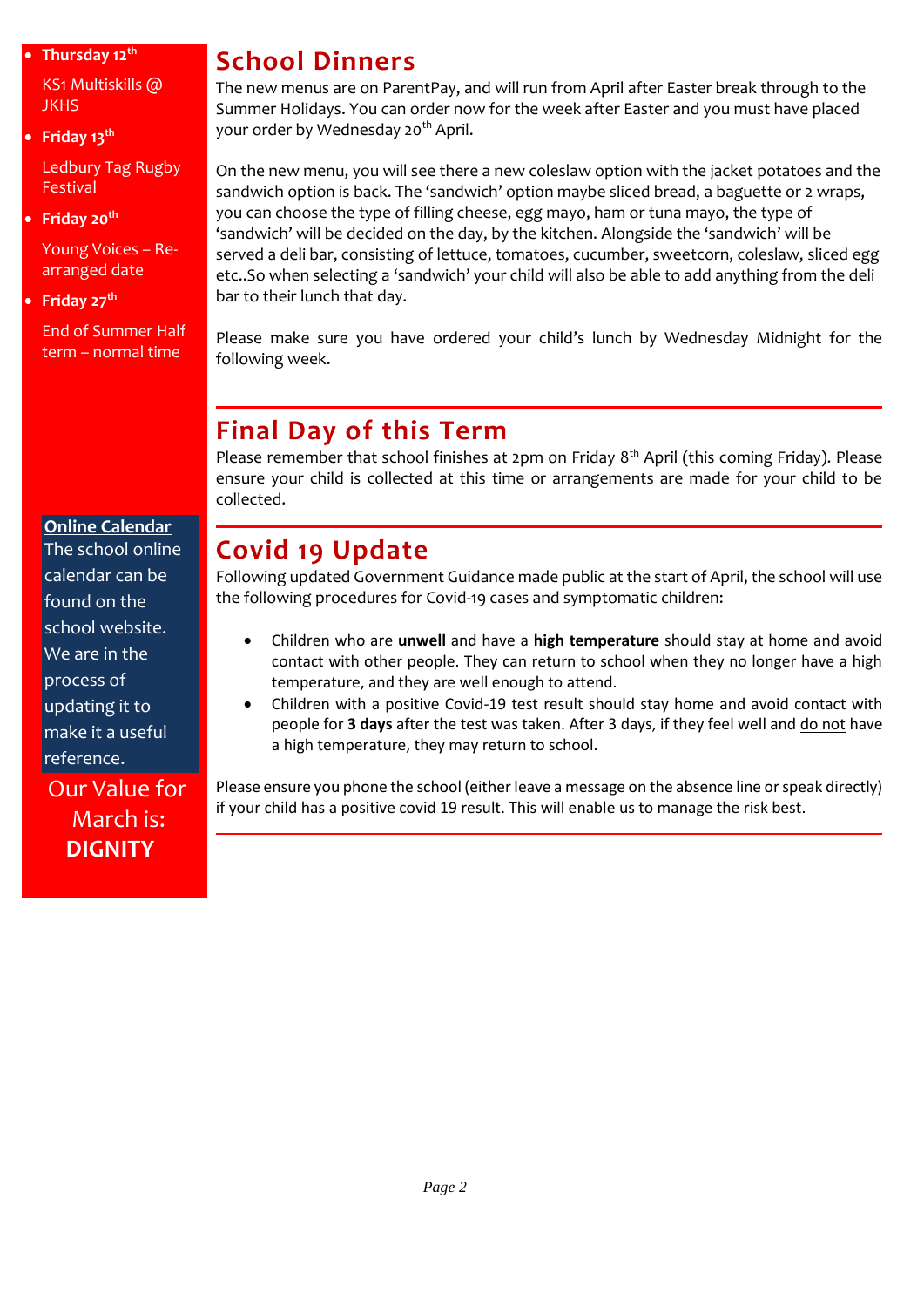- **Thursday 12th**

  KS1 Multiskills @ JKHS

- **Friday 13th**

  Ledbury Tag Rugby Festival

- **Friday 20th**

  Young Voices – Re-arranged date

- **Friday 27th**

  End of Summer Half term – normal time

**Online Calendar**

The school online calendar can be found on the school website. We are in the process of updating it to make it a useful reference.

Our Value for March is: **DIGNITY**

## School Dinners

The new menus are on ParentPay, and will run from April after Easter break through to the Summer Holidays. You can order now for the week after Easter and you must have placed your order by Wednesday 20th April.

On the new menu, you will see there a new coleslaw option with the jacket potatoes and the sandwich option is back. The 'sandwich' option maybe sliced bread, a baguette or 2 wraps, you can choose the type of filling cheese, egg mayo, ham or tuna mayo, the type of 'sandwich' will be decided on the day, by the kitchen. Alongside the 'sandwich' will be served a deli bar, consisting of lettuce, tomatoes, cucumber, sweetcorn, coleslaw, sliced egg etc..So when selecting a 'sandwich' your child will also be able to add anything from the deli bar to their lunch that day.

Please make sure you have ordered your child's lunch by Wednesday Midnight for the following week.

## Final Day of this Term

Please remember that school finishes at 2pm on Friday 8th April (this coming Friday). Please ensure your child is collected at this time or arrangements are made for your child to be collected.

## Covid 19 Update

Following updated Government Guidance made public at the start of April, the school will use the following procedures for Covid-19 cases and symptomatic children:

- Children who are **unwell** and have a **high temperature** should stay at home and avoid contact with other people. They can return to school when they no longer have a high temperature, and they are well enough to attend.
- Children with a positive Covid-19 test result should stay home and avoid contact with people for **3 days** after the test was taken. After 3 days, if they feel well and do not have a high temperature, they may return to school.

Please ensure you phone the school (either leave a message on the absence line or speak directly) if your child has a positive covid 19 result. This will enable us to manage the risk best.